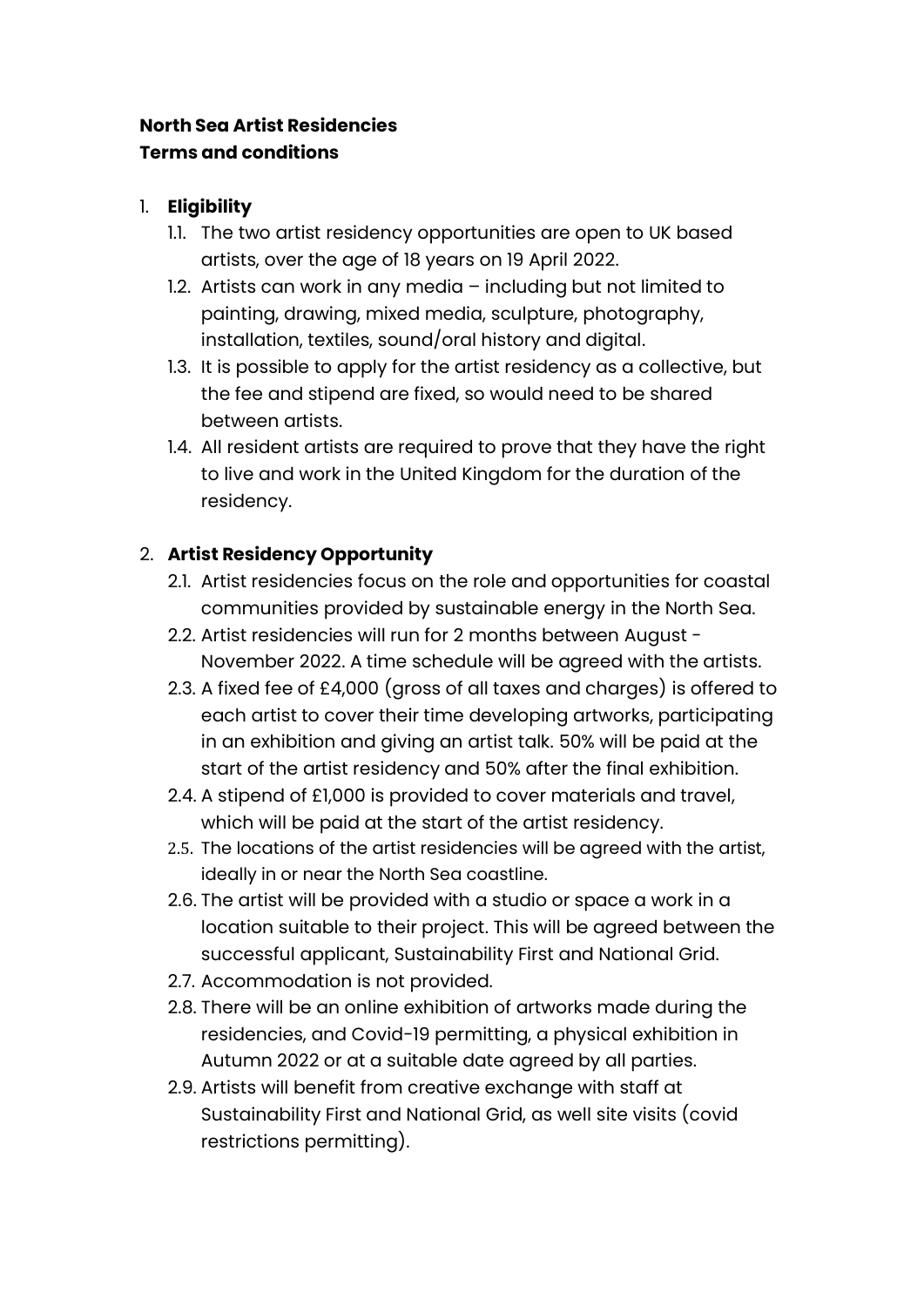**North Sea Artist Residencies**
**Terms and conditions**

1. **Eligibility**
   - 1.1. The two artist residency opportunities are open to UK based artists, over the age of 18 years on 19 April 2022.
   - 1.2. Artists can work in any media – including but not limited to painting, drawing, mixed media, sculpture, photography, installation, textiles, sound/oral history and digital.
   - 1.3. It is possible to apply for the artist residency as a collective, but the fee and stipend are fixed, so would need to be shared between artists.
   - 1.4. All resident artists are required to prove that they have the right to live and work in the United Kingdom for the duration of the residency.

2. **Artist Residency Opportunity**
   - 2.1. Artist residencies focus on the role and opportunities for coastal communities provided by sustainable energy in the North Sea.
   - 2.2. Artist residencies will run for 2 months between August - November 2022. A time schedule will be agreed with the artists.
   - 2.3. A fixed fee of £4,000 (gross of all taxes and charges) is offered to each artist to cover their time developing artworks, participating in an exhibition and giving an artist talk. 50% will be paid at the start of the artist residency and 50% after the final exhibition.
   - 2.4. A stipend of £1,000 is provided to cover materials and travel, which will be paid at the start of the artist residency.
   - 2.5. The locations of the artist residencies will be agreed with the artist, ideally in or near the North Sea coastline.
   - 2.6. The artist will be provided with a studio or space a work in a location suitable to their project. This will be agreed between the successful applicant, Sustainability First and National Grid.
   - 2.7. Accommodation is not provided.
   - 2.8. There will be an online exhibition of artworks made during the residencies, and Covid-19 permitting, a physical exhibition in Autumn 2022 or at a suitable date agreed by all parties.
   - 2.9. Artists will benefit from creative exchange with staff at Sustainability First and National Grid, as well site visits (covid restrictions permitting).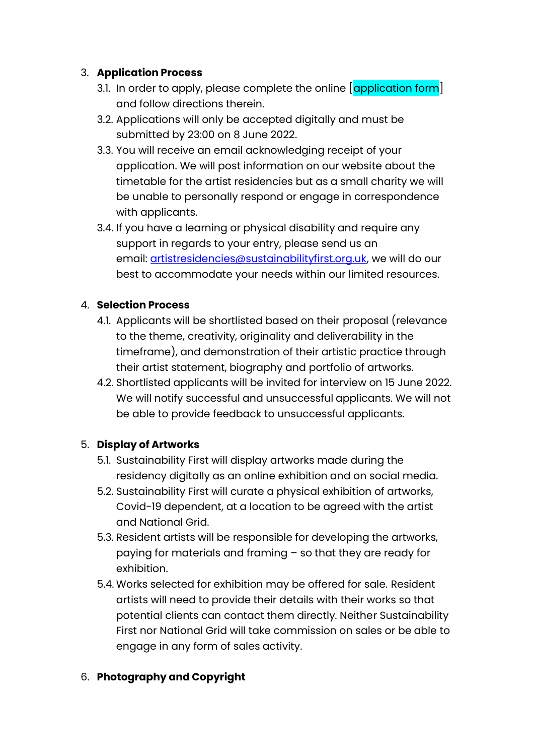3. **Application Process**
    3.1. In order to apply, please complete the online [application form] and follow directions therein.
    3.2. Applications will only be accepted digitally and must be submitted by 23:00 on 8 June 2022.
    3.3. You will receive an email acknowledging receipt of your application. We will post information on our website about the timetable for the artist residencies but as a small charity we will be unable to personally respond or engage in correspondence with applicants.
    3.4. If you have a learning or physical disability and require any support in regards to your entry, please send us an email: artistresidencies@sustainabilityfirst.org.uk, we will do our best to accommodate your needs within our limited resources.

4. **Selection Process**
    4.1. Applicants will be shortlisted based on their proposal (relevance to the theme, creativity, originality and deliverability in the timeframe), and demonstration of their artistic practice through their artist statement, biography and portfolio of artworks.
    4.2. Shortlisted applicants will be invited for interview on 15 June 2022. We will notify successful and unsuccessful applicants. We will not be able to provide feedback to unsuccessful applicants.

5. **Display of Artworks**
    5.1. Sustainability First will display artworks made during the residency digitally as an online exhibition and on social media.
    5.2. Sustainability First will curate a physical exhibition of artworks, Covid-19 dependent, at a location to be agreed with the artist and National Grid.
    5.3. Resident artists will be responsible for developing the artworks, paying for materials and framing – so that they are ready for exhibition.
    5.4. Works selected for exhibition may be offered for sale. Resident artists will need to provide their details with their works so that potential clients can contact them directly. Neither Sustainability First nor National Grid will take commission on sales or be able to engage in any form of sales activity.

6. **Photography and Copyright**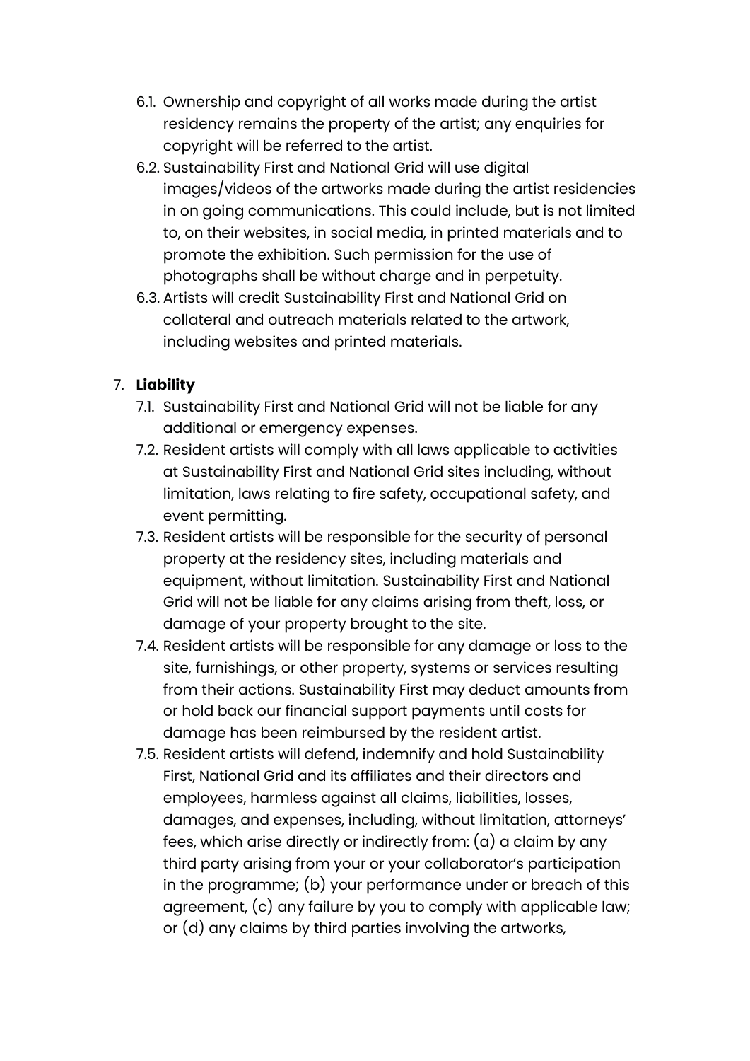6.1. Ownership and copyright of all works made during the artist residency remains the property of the artist; any enquiries for copyright will be referred to the artist.

6.2. Sustainability First and National Grid will use digital images/videos of the artworks made during the artist residencies in on going communications. This could include, but is not limited to, on their websites, in social media, in printed materials and to promote the exhibition. Such permission for the use of photographs shall be without charge and in perpetuity.

6.3. Artists will credit Sustainability First and National Grid on collateral and outreach materials related to the artwork, including websites and printed materials.

7. **Liability**

7.1. Sustainability First and National Grid will not be liable for any additional or emergency expenses.

7.2. Resident artists will comply with all laws applicable to activities at Sustainability First and National Grid sites including, without limitation, laws relating to fire safety, occupational safety, and event permitting.

7.3. Resident artists will be responsible for the security of personal property at the residency sites, including materials and equipment, without limitation. Sustainability First and National Grid will not be liable for any claims arising from theft, loss, or damage of your property brought to the site.

7.4. Resident artists will be responsible for any damage or loss to the site, furnishings, or other property, systems or services resulting from their actions. Sustainability First may deduct amounts from or hold back our financial support payments until costs for damage has been reimbursed by the resident artist.

7.5. Resident artists will defend, indemnify and hold Sustainability First, National Grid and its affiliates and their directors and employees, harmless against all claims, liabilities, losses, damages, and expenses, including, without limitation, attorneys' fees, which arise directly or indirectly from: (a) a claim by any third party arising from your or your collaborator's participation in the programme; (b) your performance under or breach of this agreement, (c) any failure by you to comply with applicable law; or (d) any claims by third parties involving the artworks,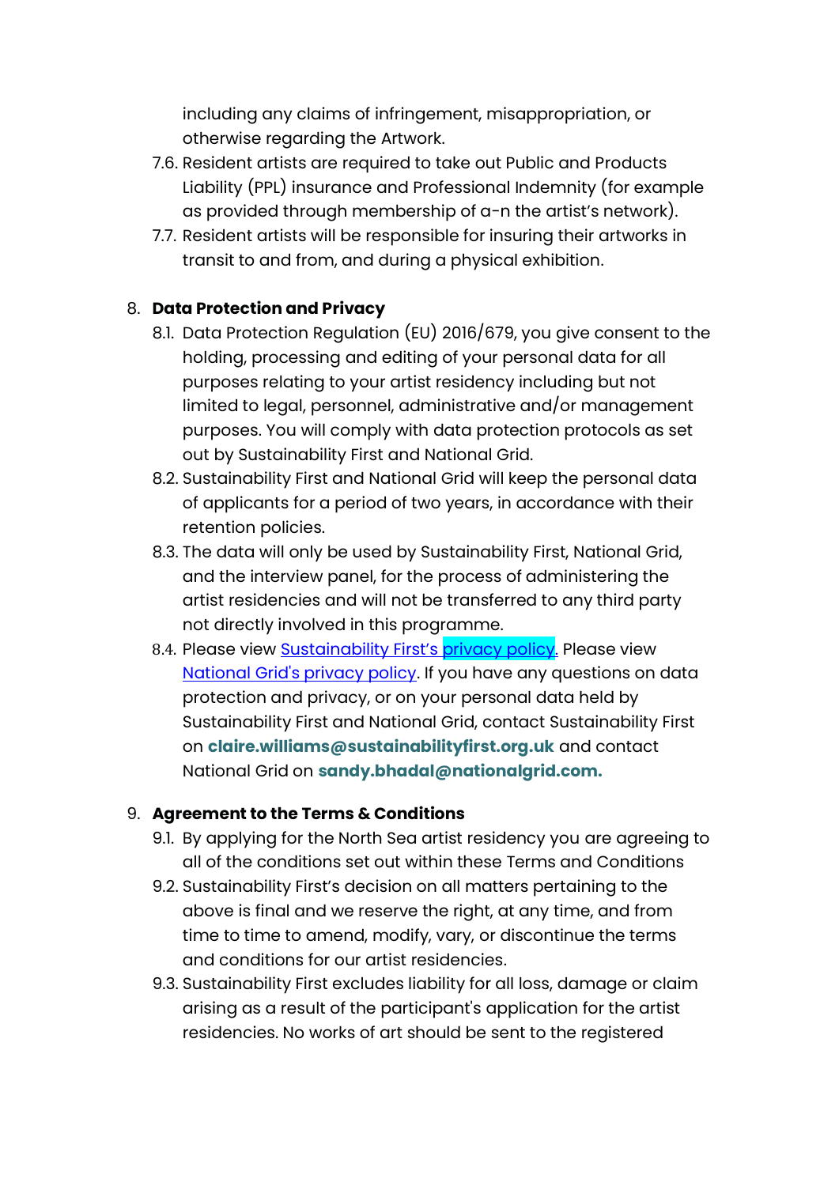including any claims of infringement, misappropriation, or otherwise regarding the Artwork.

7.6. Resident artists are required to take out Public and Products Liability (PPL) insurance and Professional Indemnity (for example as provided through membership of a-n the artist's network).

7.7. Resident artists will be responsible for insuring their artworks in transit to and from, and during a physical exhibition.

8. **Data Protection and Privacy**

8.1. Data Protection Regulation (EU) 2016/679, you give consent to the holding, processing and editing of your personal data for all purposes relating to your artist residency including but not limited to legal, personnel, administrative and/or management purposes. You will comply with data protection protocols as set out by Sustainability First and National Grid.

8.2. Sustainability First and National Grid will keep the personal data of applicants for a period of two years, in accordance with their retention policies.

8.3. The data will only be used by Sustainability First, National Grid, and the interview panel, for the process of administering the artist residencies and will not be transferred to any third party not directly involved in this programme.

8.4. Please view Sustainability First's privacy policy. Please view National Grid's privacy policy. If you have any questions on data protection and privacy, or on your personal data held by Sustainability First and National Grid, contact Sustainability First on **claire.williams@sustainabilityfirst.org.uk** and contact National Grid on **sandy.bhadal@nationalgrid.com.**

9. **Agreement to the Terms & Conditions**

9.1. By applying for the North Sea artist residency you are agreeing to all of the conditions set out within these Terms and Conditions

9.2. Sustainability First's decision on all matters pertaining to the above is final and we reserve the right, at any time, and from time to time to amend, modify, vary, or discontinue the terms and conditions for our artist residencies.

9.3. Sustainability First excludes liability for all loss, damage or claim arising as a result of the participant's application for the artist residencies. No works of art should be sent to the registered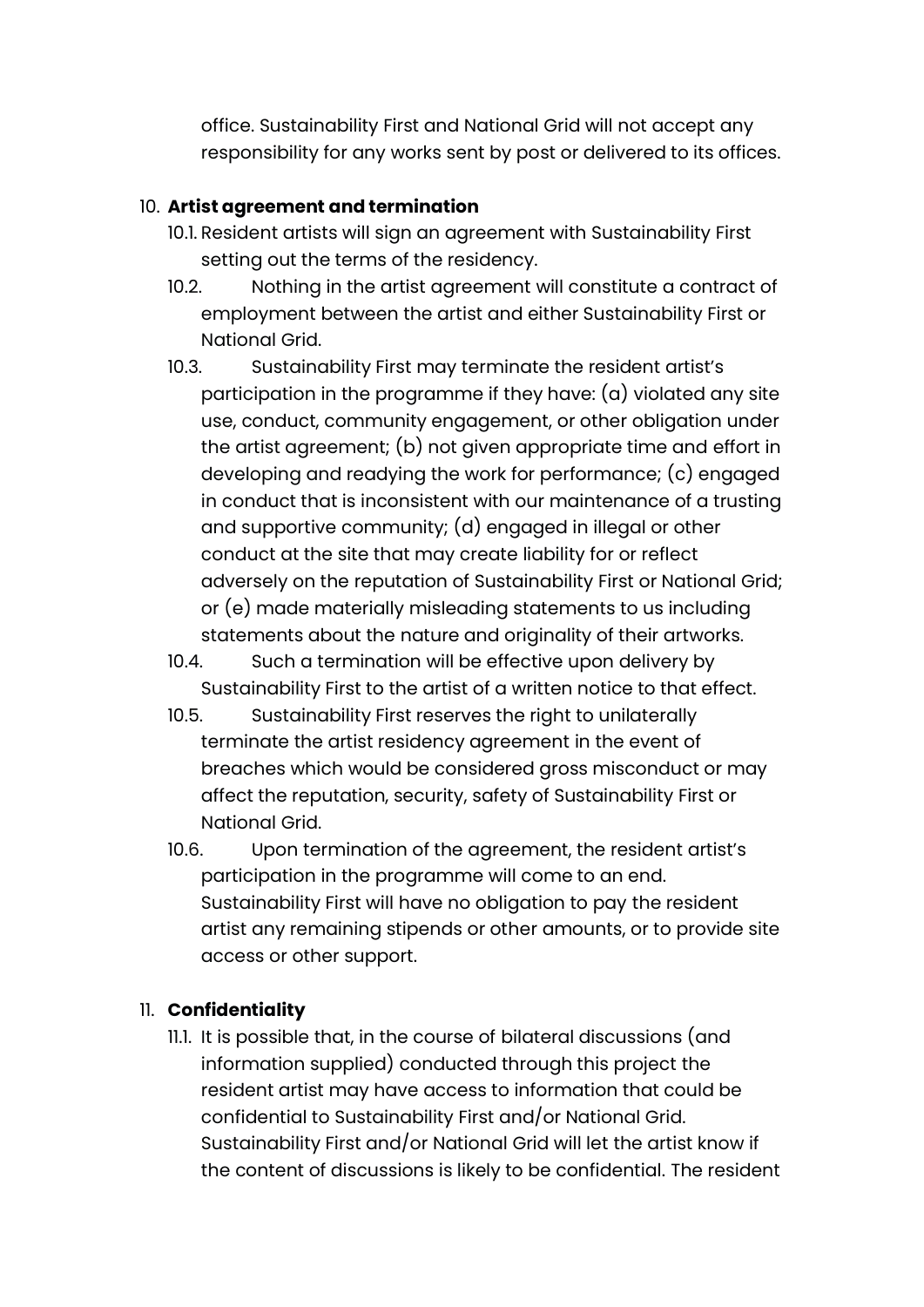office. Sustainability First and National Grid will not accept any responsibility for any works sent by post or delivered to its offices.

10. **Artist agreement and termination**
    10.1. Resident artists will sign an agreement with Sustainability First setting out the terms of the residency.
    10.2. Nothing in the artist agreement will constitute a contract of employment between the artist and either Sustainability First or National Grid.
    10.3. Sustainability First may terminate the resident artist's participation in the programme if they have: (a) violated any site use, conduct, community engagement, or other obligation under the artist agreement; (b) not given appropriate time and effort in developing and readying the work for performance; (c) engaged in conduct that is inconsistent with our maintenance of a trusting and supportive community; (d) engaged in illegal or other conduct at the site that may create liability for or reflect adversely on the reputation of Sustainability First or National Grid; or (e) made materially misleading statements to us including statements about the nature and originality of their artworks.
    10.4. Such a termination will be effective upon delivery by Sustainability First to the artist of a written notice to that effect.
    10.5. Sustainability First reserves the right to unilaterally terminate the artist residency agreement in the event of breaches which would be considered gross misconduct or may affect the reputation, security, safety of Sustainability First or National Grid.
    10.6. Upon termination of the agreement, the resident artist's participation in the programme will come to an end. Sustainability First will have no obligation to pay the resident artist any remaining stipends or other amounts, or to provide site access or other support.

11. **Confidentiality**
    11.1. It is possible that, in the course of bilateral discussions (and information supplied) conducted through this project the resident artist may have access to information that could be confidential to Sustainability First and/or National Grid. Sustainability First and/or National Grid will let the artist know if the content of discussions is likely to be confidential. The resident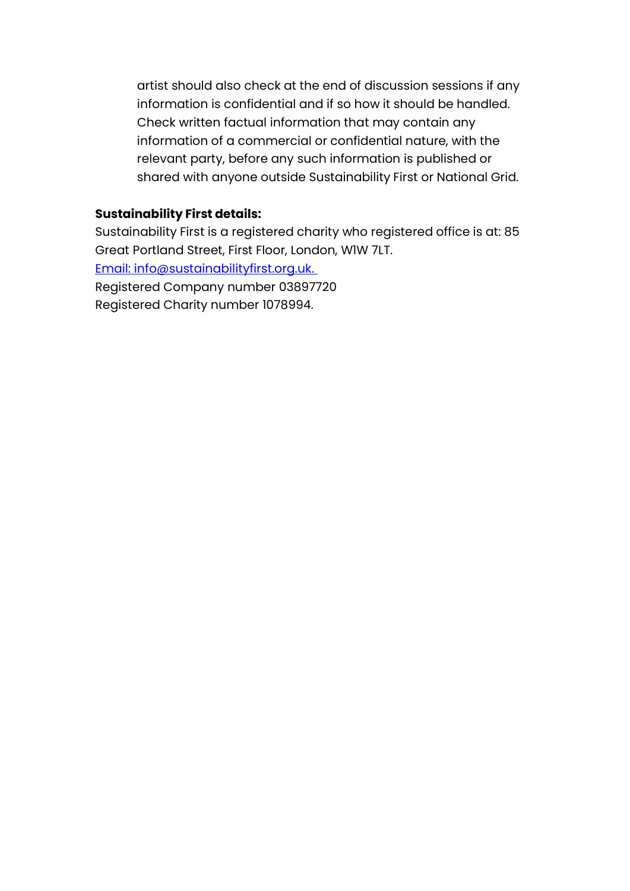artist should also check at the end of discussion sessions if any information is confidential and if so how it should be handled. Check written factual information that may contain any information of a commercial or confidential nature, with the relevant party, before any such information is published or shared with anyone outside Sustainability First or National Grid.

**Sustainability First details:**

Sustainability First is a registered charity who registered office is at: 85 Great Portland Street, First Floor, London, W1W 7LT.

Email: info@sustainabilityfirst.org.uk.

Registered Company number 03897720

Registered Charity number 1078994.